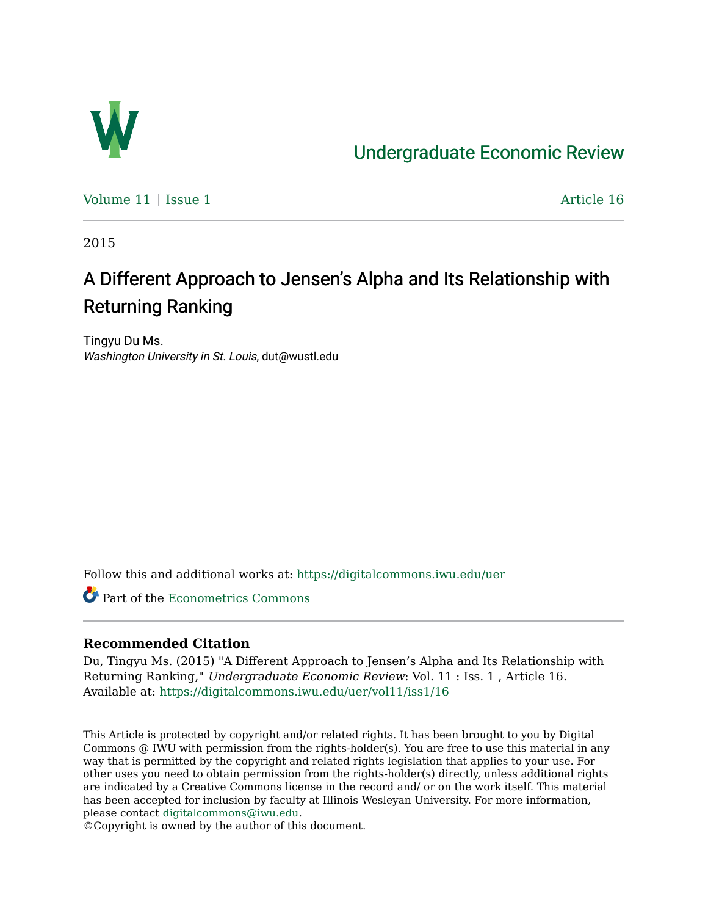# Undergraduate Economic Review

Volume 11 | Issue 1 | Article 16

2015

## A Different Approach to Jensen's Alpha and Its Relationship with Returning Ranking

Tingyu Du Ms.
*Washington University in St. Louis*, dut@wustl.edu

Follow this and additional works at: https://digitalcommons.iwu.edu/uer

Part of the Econometrics Commons

### Recommended Citation

Du, Tingyu Ms. (2015) "A Different Approach to Jensen's Alpha and Its Relationship with Returning Ranking," *Undergraduate Economic Review*: Vol. 11 : Iss. 1 , Article 16.
Available at: https://digitalcommons.iwu.edu/uer/vol11/iss1/16

This Article is protected by copyright and/or related rights. It has been brought to you by Digital Commons @ IWU with permission from the rights-holder(s). You are free to use this material in any way that is permitted by the copyright and related rights legislation that applies to your use. For other uses you need to obtain permission from the rights-holder(s) directly, unless additional rights are indicated by a Creative Commons license in the record and/ or on the work itself. This material has been accepted for inclusion by faculty at Illinois Wesleyan University. For more information, please contact digitalcommons@iwu.edu.
©Copyright is owned by the author of this document.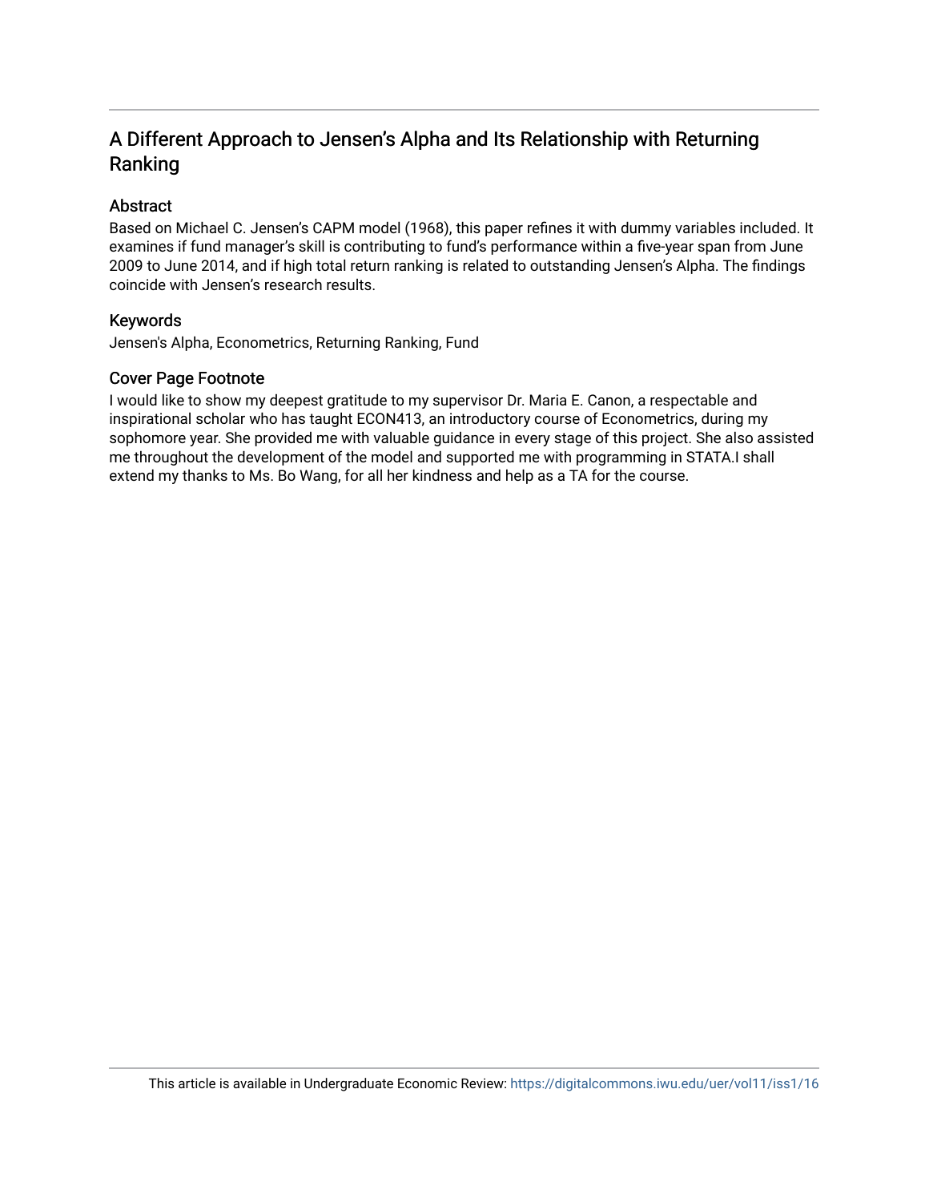## A Different Approach to Jensen's Alpha and Its Relationship with Returning Ranking

### Abstract

Based on Michael C. Jensen's CAPM model (1968), this paper refines it with dummy variables included. It examines if fund manager's skill is contributing to fund's performance within a five-year span from June 2009 to June 2014, and if high total return ranking is related to outstanding Jensen's Alpha. The findings coincide with Jensen's research results.

### Keywords

Jensen's Alpha, Econometrics, Returning Ranking, Fund

### Cover Page Footnote

I would like to show my deepest gratitude to my supervisor Dr. Maria E. Canon, a respectable and inspirational scholar who has taught ECON413, an introductory course of Econometrics, during my sophomore year. She provided me with valuable guidance in every stage of this project. She also assisted me throughout the development of the model and supported me with programming in STATA.I shall extend my thanks to Ms. Bo Wang, for all her kindness and help as a TA for the course.

This article is available in Undergraduate Economic Review: https://digitalcommons.iwu.edu/uer/vol11/iss1/16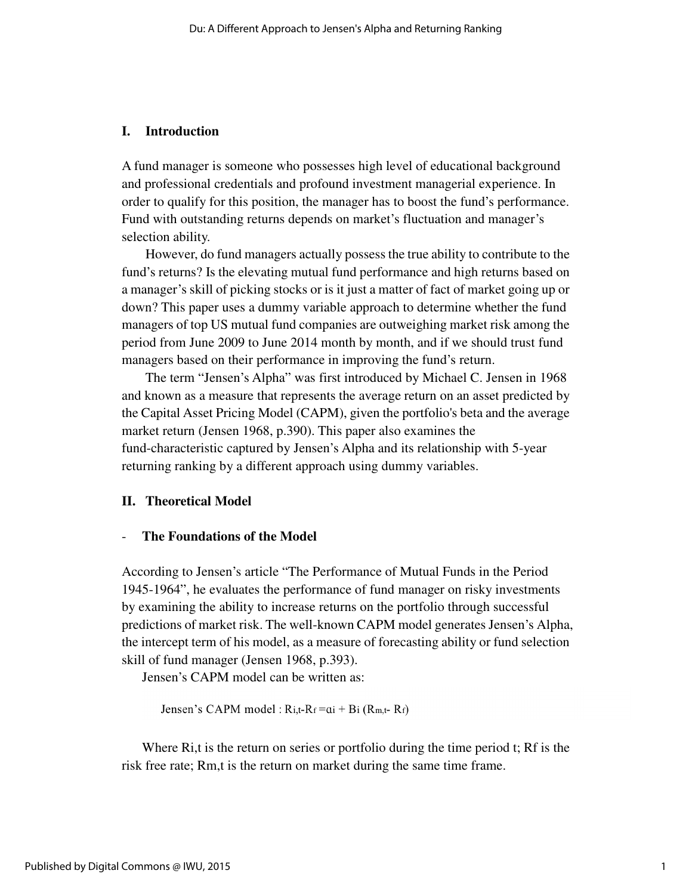## I. Introduction

A fund manager is someone who possesses high level of educational background and professional credentials and profound investment managerial experience. In order to qualify for this position, the manager has to boost the fund's performance. Fund with outstanding returns depends on market's fluctuation and manager's selection ability.

However, do fund managers actually possess the true ability to contribute to the fund's returns? Is the elevating mutual fund performance and high returns based on a manager's skill of picking stocks or is it just a matter of fact of market going up or down? This paper uses a dummy variable approach to determine whether the fund managers of top US mutual fund companies are outweighing market risk among the period from June 2009 to June 2014 month by month, and if we should trust fund managers based on their performance in improving the fund's return.

The term "Jensen's Alpha" was first introduced by Michael C. Jensen in 1968 and known as a measure that represents the average return on an asset predicted by the Capital Asset Pricing Model (CAPM), given the portfolio's beta and the average market return (Jensen 1968, p.390). This paper also examines the fund-characteristic captured by Jensen's Alpha and its relationship with 5-year returning ranking by a different approach using dummy variables.

## II. Theoretical Model

### - The Foundations of the Model

According to Jensen's article "The Performance of Mutual Funds in the Period 1945-1964", he evaluates the performance of fund manager on risky investments by examining the ability to increase returns on the portfolio through successful predictions of market risk. The well-known CAPM model generates Jensen's Alpha, the intercept term of his model, as a measure of forecasting ability or fund selection skill of fund manager (Jensen 1968, p.393).

Jensen's CAPM model can be written as:

$$\text{Jensen's CAPM model : } R_{i,t} - R_f = \alpha_i + B_i (R_{m,t} - R_f)$$

Where $R_{i,t}$ is the return on series or portfolio during the time period t; $R_f$ is the risk free rate; $R_{m,t}$ is the return on market during the same time frame.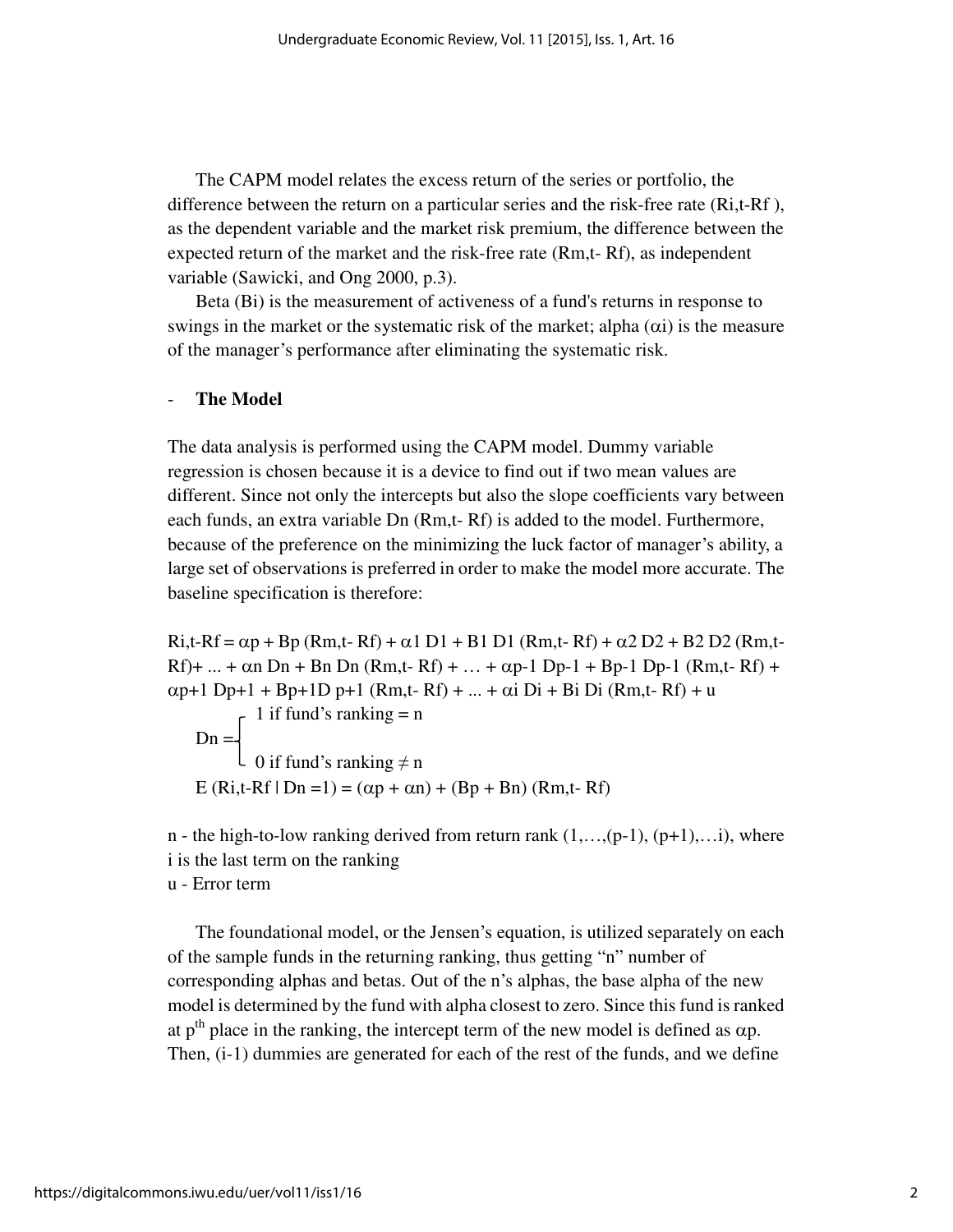The CAPM model relates the excess return of the series or portfolio, the difference between the return on a particular series and the risk-free rate ($R_{i,t}-R_f$), as the dependent variable and the market risk premium, the difference between the expected return of the market and the risk-free rate ($R_{m,t}-R_f$), as independent variable (Sawicki, and Ong 2000, p.3).

Beta ($B_i$) is the measurement of activeness of a fund's returns in response to swings in the market or the systematic risk of the market; alpha ($\alpha_i$) is the measure of the manager's performance after eliminating the systematic risk.

- **The Model**

The data analysis is performed using the CAPM model. Dummy variable regression is chosen because it is a device to find out if two mean values are different. Since not only the intercepts but also the slope coefficients vary between each funds, an extra variable $D_n (R_{m,t}-R_f)$ is added to the model. Furthermore, because of the preference on the minimizing the luck factor of manager's ability, a large set of observations is preferred in order to make the model more accurate. The baseline specification is therefore:

$$R_{i,t}-R_f = \alpha_p + B_p (R_{m,t}-R_f) + \alpha_1 D_1 + B_1 D_1 (R_{m,t}-R_f) + \alpha_2 D_2 + B_2 D_2 (R_{m,t}-R_f) + \ldots + \alpha_n D_n + B_n D_n (R_{m,t}-R_f) + \ldots + \alpha_{p-1} D_{p-1} + B_{p-1} D_{p-1} (R_{m,t}-R_f) + \alpha_{p+1} D_{p+1} + B_{p+1} D_{p+1} (R_{m,t}-R_f) + \ldots + \alpha_i D_i + B_i D_i (R_{m,t}-R_f) + u$$

$$D_n = \begin{cases} 1 \text{ if fund's ranking} = n \\ 0 \text{ if fund's ranking} \neq n \end{cases}$$

$$E(R_{i,t}-R_f \mid D_n = 1) = (\alpha_p + \alpha_n) + (B_p + B_n)(R_{m,t}-R_f)$$

n - the high-to-low ranking derived from return rank $(1,\ldots,(p-1), (p+1),\ldots i)$, where i is the last term on the ranking

u - Error term

The foundational model, or the Jensen's equation, is utilized separately on each of the sample funds in the returning ranking, thus getting "n" number of corresponding alphas and betas. Out of the n's alphas, the base alpha of the new model is determined by the fund with alpha closest to zero. Since this fund is ranked at $p^{th}$ place in the ranking, the intercept term of the new model is defined as $\alpha_p$. Then, (i-1) dummies are generated for each of the rest of the funds, and we define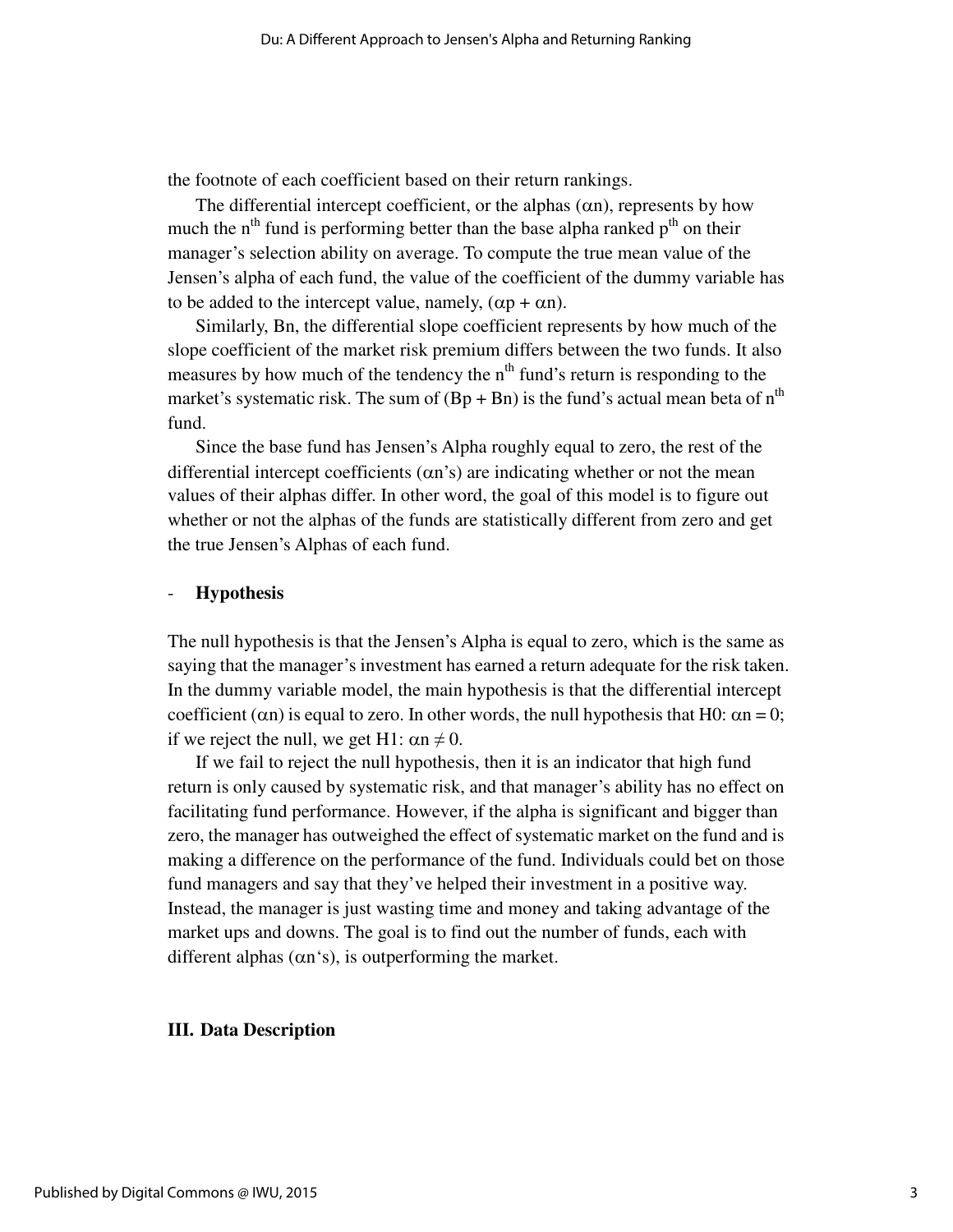the footnote of each coefficient based on their return rankings.

The differential intercept coefficient, or the alphas ($\alpha n$), represents by how much the $n^{th}$ fund is performing better than the base alpha ranked $p^{th}$ on their manager's selection ability on average. To compute the true mean value of the Jensen's alpha of each fund, the value of the coefficient of the dummy variable has to be added to the intercept value, namely, ($\alpha p + \alpha n$).

Similarly, Bn, the differential slope coefficient represents by how much of the slope coefficient of the market risk premium differs between the two funds. It also measures by how much of the tendency the $n^{th}$ fund's return is responding to the market's systematic risk. The sum of (Bp + Bn) is the fund's actual mean beta of $n^{th}$ fund.

Since the base fund has Jensen's Alpha roughly equal to zero, the rest of the differential intercept coefficients ($\alpha n$'s) are indicating whether or not the mean values of their alphas differ. In other word, the goal of this model is to figure out whether or not the alphas of the funds are statistically different from zero and get the true Jensen's Alphas of each fund.

- **Hypothesis**

The null hypothesis is that the Jensen's Alpha is equal to zero, which is the same as saying that the manager's investment has earned a return adequate for the risk taken. In the dummy variable model, the main hypothesis is that the differential intercept coefficient ($\alpha n$) is equal to zero. In other words, the null hypothesis that H0: $\alpha n = 0$; if we reject the null, we get H1: $\alpha n \neq 0$.

If we fail to reject the null hypothesis, then it is an indicator that high fund return is only caused by systematic risk, and that manager's ability has no effect on facilitating fund performance. However, if the alpha is significant and bigger than zero, the manager has outweighed the effect of systematic market on the fund and is making a difference on the performance of the fund. Individuals could bet on those fund managers and say that they've helped their investment in a positive way. Instead, the manager is just wasting time and money and taking advantage of the market ups and downs. The goal is to find out the number of funds, each with different alphas ($\alpha n$'s), is outperforming the market.

## III. Data Description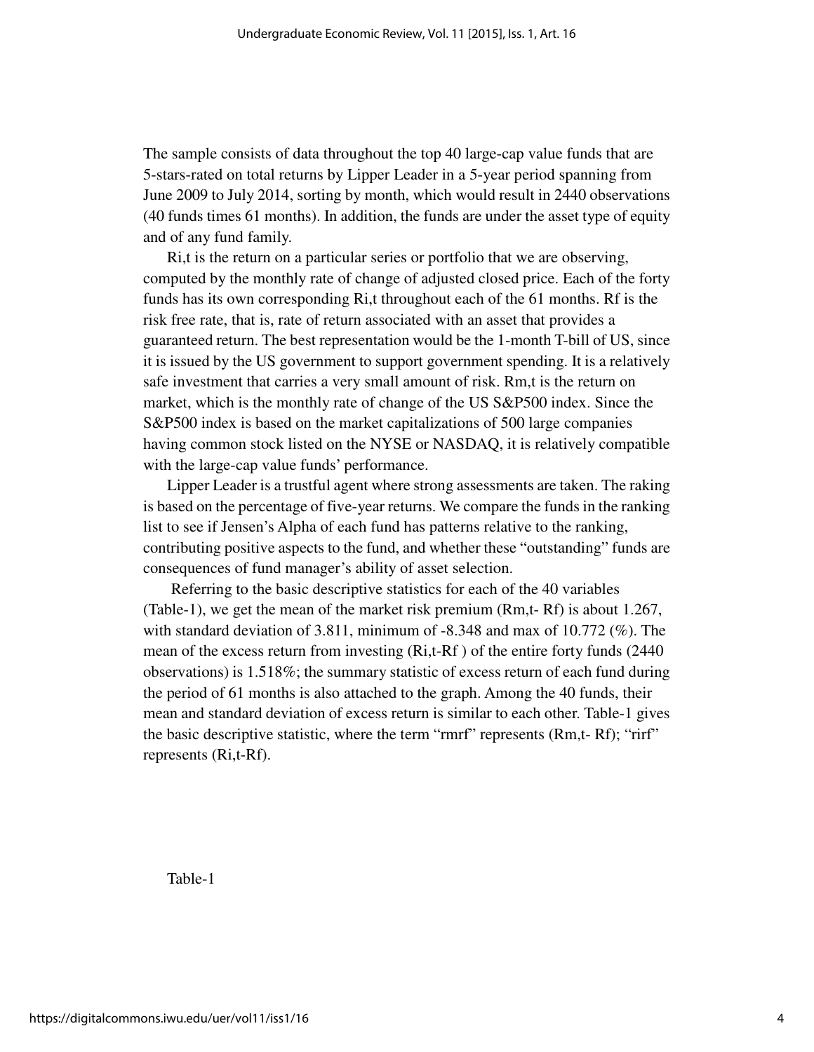The sample consists of data throughout the top 40 large-cap value funds that are 5-stars-rated on total returns by Lipper Leader in a 5-year period spanning from June 2009 to July 2014, sorting by month, which would result in 2440 observations (40 funds times 61 months). In addition, the funds are under the asset type of equity and of any fund family.

$R_{i,t}$ is the return on a particular series or portfolio that we are observing, computed by the monthly rate of change of adjusted closed price. Each of the forty funds has its own corresponding $R_{i,t}$ throughout each of the 61 months. $R_f$ is the risk free rate, that is, rate of return associated with an asset that provides a guaranteed return. The best representation would be the 1-month T-bill of US, since it is issued by the US government to support government spending. It is a relatively safe investment that carries a very small amount of risk. $R_{m,t}$ is the return on market, which is the monthly rate of change of the US S&P500 index. Since the S&P500 index is based on the market capitalizations of 500 large companies having common stock listed on the NYSE or NASDAQ, it is relatively compatible with the large-cap value funds' performance.

Lipper Leader is a trustful agent where strong assessments are taken. The raking is based on the percentage of five-year returns. We compare the funds in the ranking list to see if Jensen's Alpha of each fund has patterns relative to the ranking, contributing positive aspects to the fund, and whether these "outstanding" funds are consequences of fund manager's ability of asset selection.

Referring to the basic descriptive statistics for each of the 40 variables (Table-1), we get the mean of the market risk premium ($R_{m,t}$- $R_f$) is about 1.267, with standard deviation of 3.811, minimum of -8.348 and max of 10.772 (%). The mean of the excess return from investing ($R_{i,t}$-$R_f$ ) of the entire forty funds (2440 observations) is 1.518%; the summary statistic of excess return of each fund during the period of 61 months is also attached to the graph. Among the 40 funds, their mean and standard deviation of excess return is similar to each other. Table-1 gives the basic descriptive statistic, where the term "rmrf" represents ($R_{m,t}$- $R_f$); "rirf" represents ($R_{i,t}$-$R_f$).

Table-1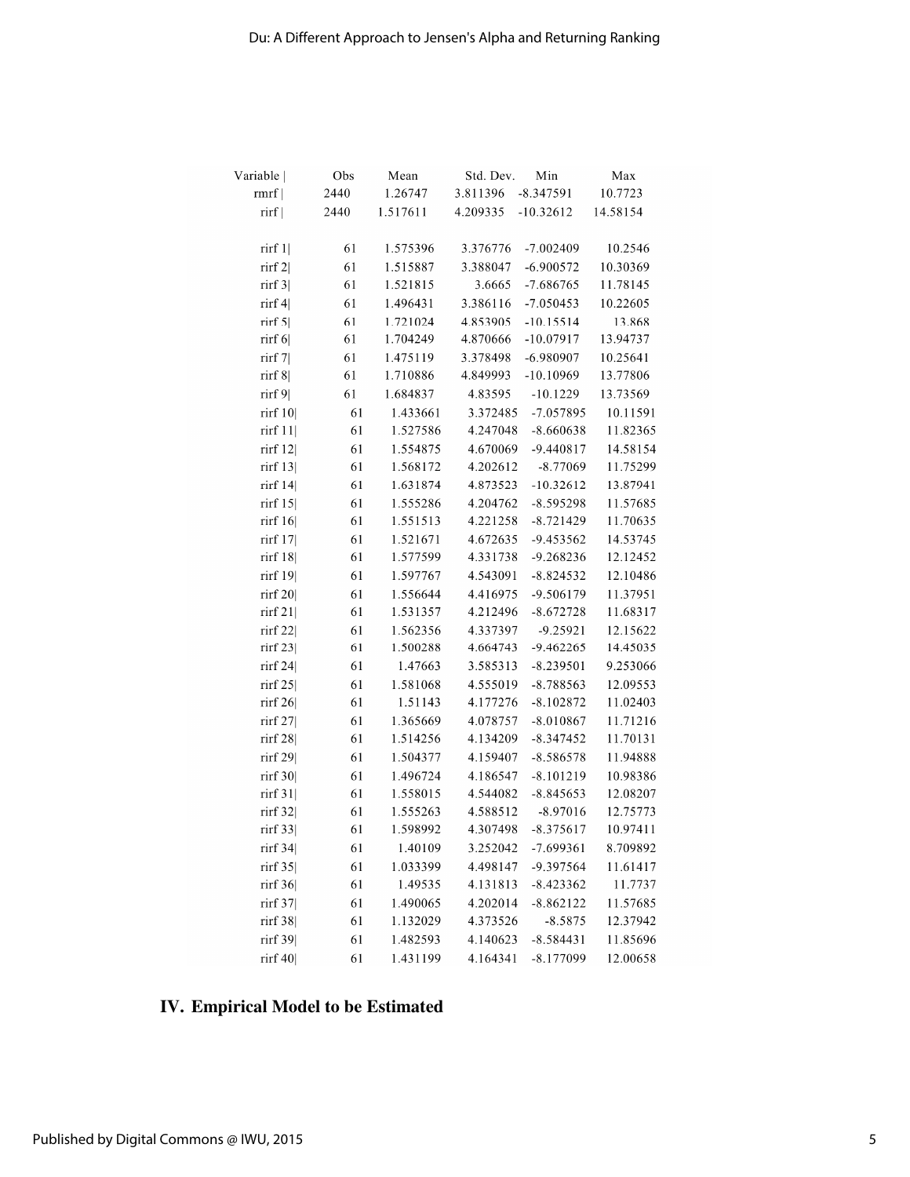| Variable | Obs | Mean | Std. Dev. | Min | Max |
|---|---|---|---|---|---|
| rmrf | 2440 | 1.26747 | 3.811396 | -8.347591 | 10.7723 |
| rirf | 2440 | 1.517611 | 4.209335 | -10.32612 | 14.58154 |
| | | | | | |
| rirf 1 | 61 | 1.575396 | 3.376776 | -7.002409 | 10.2546 |
| rirf 2 | 61 | 1.515887 | 3.388047 | -6.900572 | 10.30369 |
| rirf 3 | 61 | 1.521815 | 3.6665 | -7.686765 | 11.78145 |
| rirf 4 | 61 | 1.496431 | 3.386116 | -7.050453 | 10.22605 |
| rirf 5 | 61 | 1.721024 | 4.853905 | -10.15514 | 13.868 |
| rirf 6 | 61 | 1.704249 | 4.870666 | -10.07917 | 13.94737 |
| rirf 7 | 61 | 1.475119 | 3.378498 | -6.980907 | 10.25641 |
| rirf 8 | 61 | 1.710886 | 4.849993 | -10.10969 | 13.77806 |
| rirf 9 | 61 | 1.684837 | 4.83595 | -10.1229 | 13.73569 |
| rirf 10 | 61 | 1.433661 | 3.372485 | -7.057895 | 10.11591 |
| rirf 11 | 61 | 1.527586 | 4.247048 | -8.660638 | 11.82365 |
| rirf 12 | 61 | 1.554875 | 4.670069 | -9.440817 | 14.58154 |
| rirf 13 | 61 | 1.568172 | 4.202612 | -8.77069 | 11.75299 |
| rirf 14 | 61 | 1.631874 | 4.873523 | -10.32612 | 13.87941 |
| rirf 15 | 61 | 1.555286 | 4.204762 | -8.595298 | 11.57685 |
| rirf 16 | 61 | 1.551513 | 4.221258 | -8.721429 | 11.70635 |
| rirf 17 | 61 | 1.521671 | 4.672635 | -9.453562 | 14.53745 |
| rirf 18 | 61 | 1.577599 | 4.331738 | -9.268236 | 12.12452 |
| rirf 19 | 61 | 1.597767 | 4.543091 | -8.824532 | 12.10486 |
| rirf 20 | 61 | 1.556644 | 4.416975 | -9.506179 | 11.37951 |
| rirf 21 | 61 | 1.531357 | 4.212496 | -8.672728 | 11.68317 |
| rirf 22 | 61 | 1.562356 | 4.337397 | -9.25921 | 12.15622 |
| rirf 23 | 61 | 1.500288 | 4.664743 | -9.462265 | 14.45035 |
| rirf 24 | 61 | 1.47663 | 3.585313 | -8.239501 | 9.253066 |
| rirf 25 | 61 | 1.581068 | 4.555019 | -8.788563 | 12.09553 |
| rirf 26 | 61 | 1.51143 | 4.177276 | -8.102872 | 11.02403 |
| rirf 27 | 61 | 1.365669 | 4.078757 | -8.010867 | 11.71216 |
| rirf 28 | 61 | 1.514256 | 4.134209 | -8.347452 | 11.70131 |
| rirf 29 | 61 | 1.504377 | 4.159407 | -8.586578 | 11.94888 |
| rirf 30 | 61 | 1.496724 | 4.186547 | -8.101219 | 10.98386 |
| rirf 31 | 61 | 1.558015 | 4.544082 | -8.845653 | 12.08207 |
| rirf 32 | 61 | 1.555263 | 4.588512 | -8.97016 | 12.75773 |
| rirf 33 | 61 | 1.598992 | 4.307498 | -8.375617 | 10.97411 |
| rirf 34 | 61 | 1.40109 | 3.252042 | -7.699361 | 8.709892 |
| rirf 35 | 61 | 1.033399 | 4.498147 | -9.397564 | 11.61417 |
| rirf 36 | 61 | 1.49535 | 4.131813 | -8.423362 | 11.7737 |
| rirf 37 | 61 | 1.490065 | 4.202014 | -8.862122 | 11.57685 |
| rirf 38 | 61 | 1.132029 | 4.373526 | -8.5875 | 12.37942 |
| rirf 39 | 61 | 1.482593 | 4.140623 | -8.584431 | 11.85696 |
| rirf 40 | 61 | 1.431199 | 4.164341 | -8.177099 | 12.00658 |

## IV. Empirical Model to be Estimated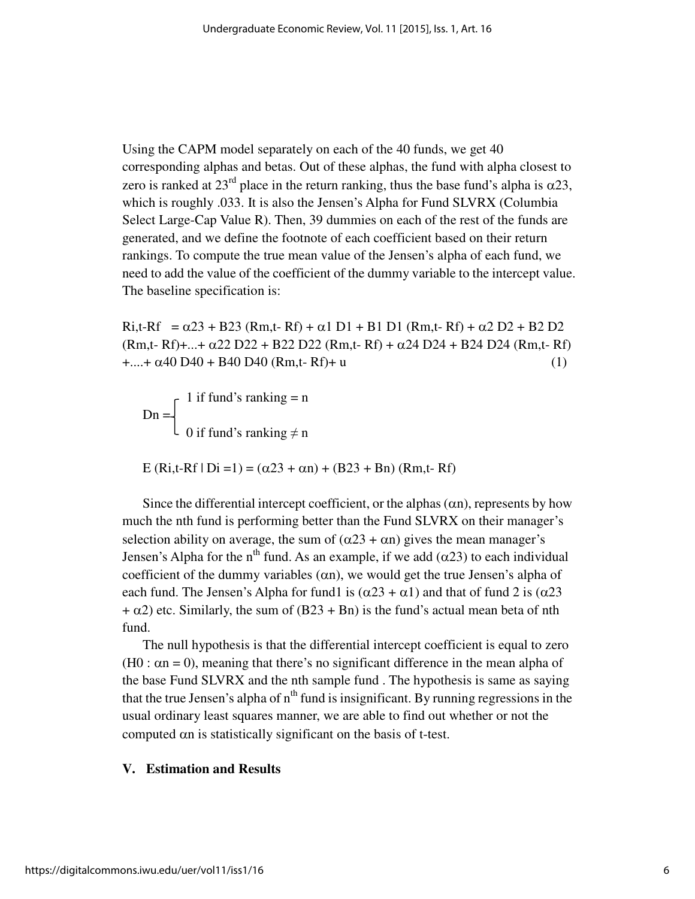Using the CAPM model separately on each of the 40 funds, we get 40 corresponding alphas and betas. Out of these alphas, the fund with alpha closest to zero is ranked at 23rd place in the return ranking, thus the base fund's alpha is $\alpha 23$, which is roughly .033. It is also the Jensen's Alpha for Fund SLVRX (Columbia Select Large-Cap Value R). Then, 39 dummies on each of the rest of the funds are generated, and we define the footnote of each coefficient based on their return rankings. To compute the true mean value of the Jensen's alpha of each fund, we need to add the value of the coefficient of the dummy variable to the intercept value. The baseline specification is:

$$R_{i,t}-R_f = \alpha 23 + B23\,(R_{m,t}-R_f) + \alpha 1\, D1 + B1\, D1\,(R_{m,t}-R_f) + \alpha 2\, D2 + B2\, D2\,(R_{m,t}-R_f) + \ldots + \alpha 22\, D22 + B22\, D22\,(R_{m,t}-R_f) + \alpha 24\, D24 + B24\, D24\,(R_{m,t}-R_f) + \ldots + \alpha 40\, D40 + B40\, D40\,(R_{m,t}-R_f) + u \quad (1)$$

$$Dn = \begin{cases} 1 \text{ if fund's ranking} = n \\ 0 \text{ if fund's ranking} \neq n \end{cases}$$

$$E\,(R_{i,t}-R_f \mid D_i = 1) = (\alpha 23 + \alpha n) + (B23 + Bn)\,(R_{m,t}-R_f)$$

Since the differential intercept coefficient, or the alphas ($\alpha n$), represents by how much the nth fund is performing better than the Fund SLVRX on their manager's selection ability on average, the sum of ($\alpha 23 + \alpha n$) gives the mean manager's Jensen's Alpha for the $n^{th}$ fund. As an example, if we add ($\alpha 23$) to each individual coefficient of the dummy variables ($\alpha n$), we would get the true Jensen's alpha of each fund. The Jensen's Alpha for fund1 is ($\alpha 23 + \alpha 1$) and that of fund 2 is ($\alpha 23 + \alpha 2$) etc. Similarly, the sum of ($B23 + Bn$) is the fund's actual mean beta of nth fund.

The null hypothesis is that the differential intercept coefficient is equal to zero ($H_0 : \alpha n = 0$), meaning that there's no significant difference in the mean alpha of the base Fund SLVRX and the nth sample fund . The hypothesis is same as saying that the true Jensen's alpha of $n^{th}$ fund is insignificant. By running regressions in the usual ordinary least squares manner, we are able to find out whether or not the computed $\alpha n$ is statistically significant on the basis of t-test.

## V. Estimation and Results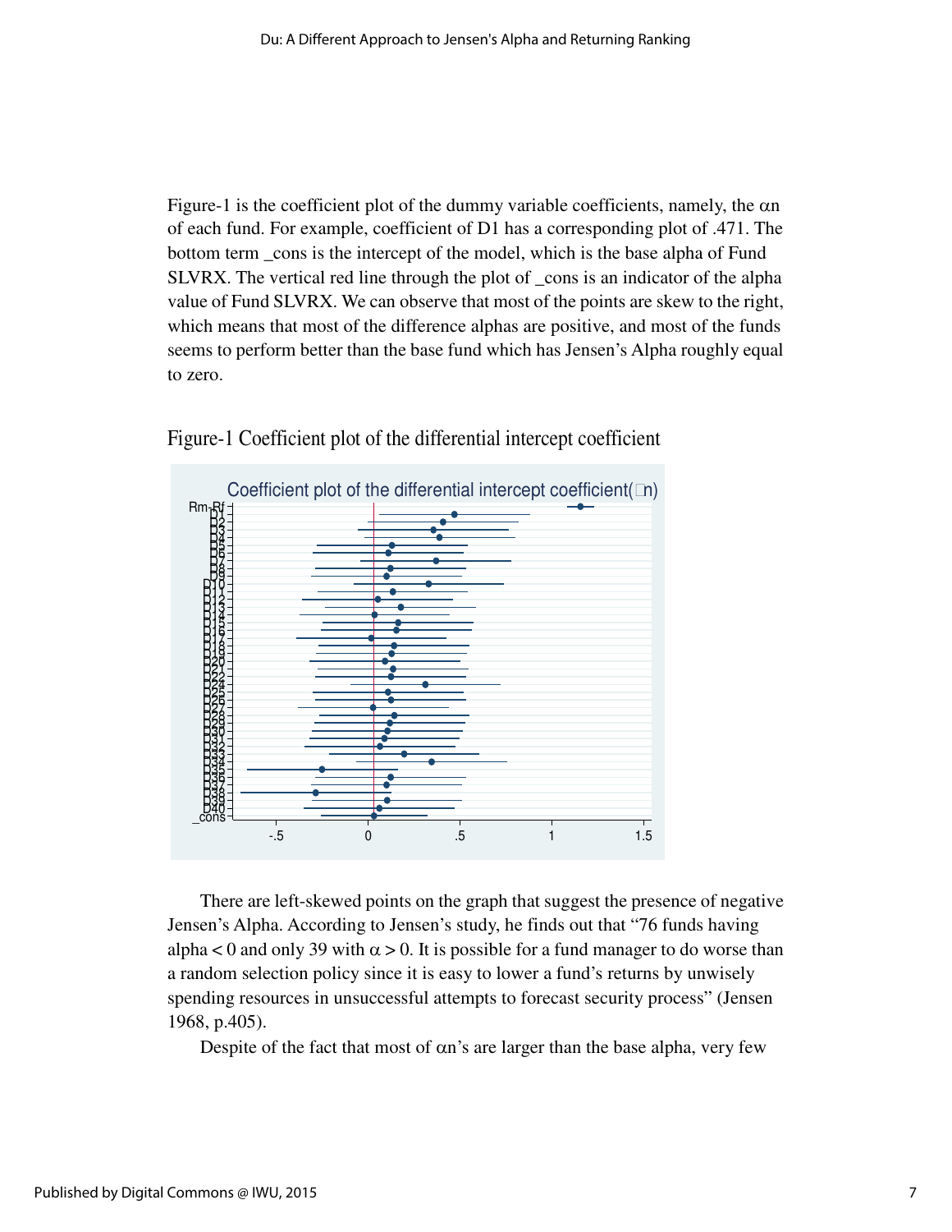Figure-1 is the coefficient plot of the dummy variable coefficients, namely, the $\alpha n$ of each fund. For example, coefficient of D1 has a corresponding plot of .471. The bottom term _cons is the intercept of the model, which is the base alpha of Fund SLVRX. The vertical red line through the plot of _cons is an indicator of the alpha value of Fund SLVRX. We can observe that most of the points are skew to the right, which means that most of the difference alphas are positive, and most of the funds seems to perform better than the base fund which has Jensen's Alpha roughly equal to zero.

Figure-1 Coefficient plot of the differential intercept coefficient

There are left-skewed points on the graph that suggest the presence of negative Jensen's Alpha. According to Jensen's study, he finds out that "76 funds having alpha < 0 and only 39 with $\alpha > 0$. It is possible for a fund manager to do worse than a random selection policy since it is easy to lower a fund's returns by unwisely spending resources in unsuccessful attempts to forecast security process" (Jensen 1968, p.405).

Despite of the fact that most of $\alpha n$'s are larger than the base alpha, very few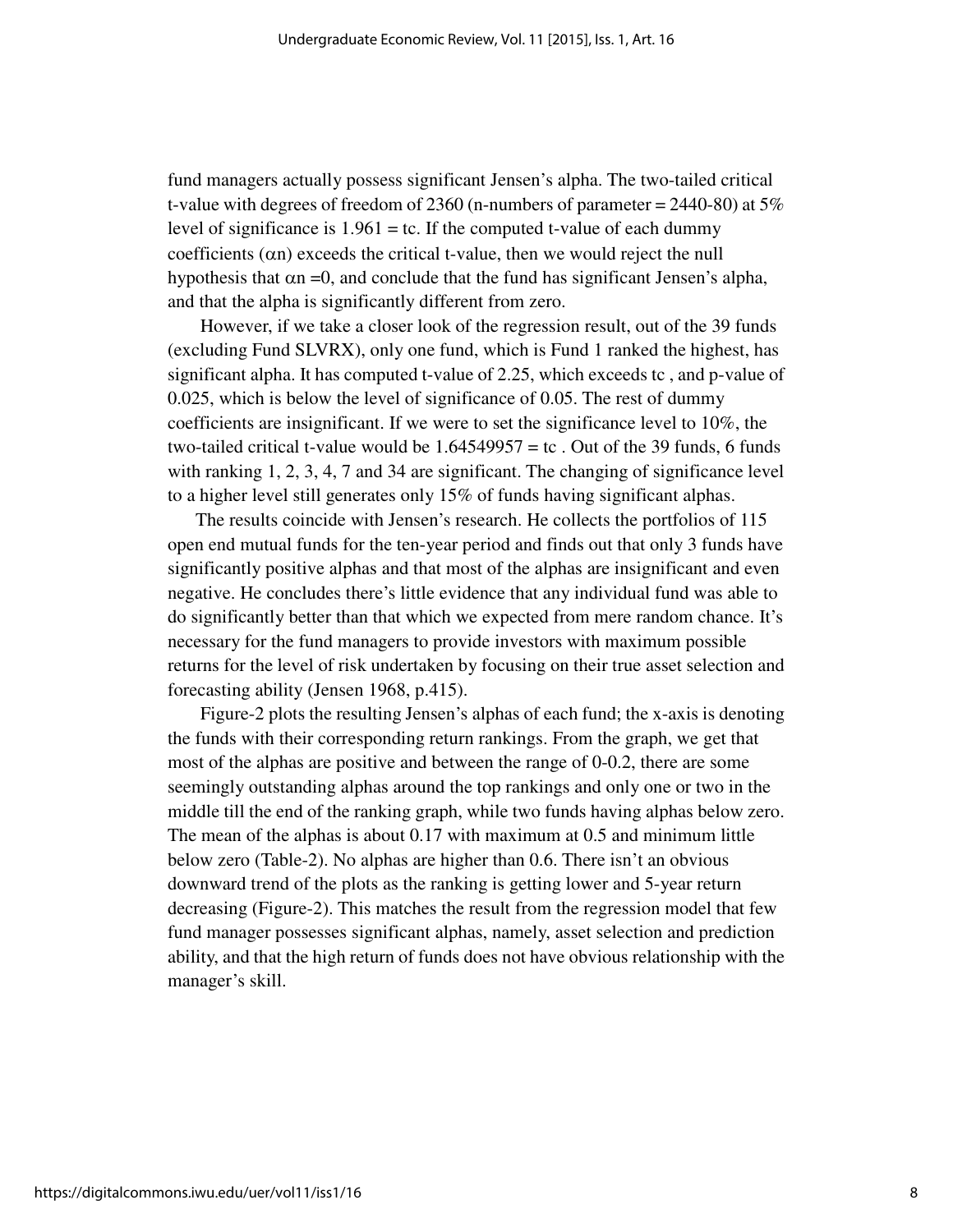fund managers actually possess significant Jensen's alpha. The two-tailed critical t-value with degrees of freedom of 2360 (n-numbers of parameter = 2440-80) at 5% level of significance is 1.961 = tc. If the computed t-value of each dummy coefficients ($\alpha$n) exceeds the critical t-value, then we would reject the null hypothesis that $\alpha$n =0, and conclude that the fund has significant Jensen's alpha, and that the alpha is significantly different from zero.

However, if we take a closer look of the regression result, out of the 39 funds (excluding Fund SLVRX), only one fund, which is Fund 1 ranked the highest, has significant alpha. It has computed t-value of 2.25, which exceeds tc , and p-value of 0.025, which is below the level of significance of 0.05. The rest of dummy coefficients are insignificant. If we were to set the significance level to 10%, the two-tailed critical t-value would be 1.64549957 = tc . Out of the 39 funds, 6 funds with ranking 1, 2, 3, 4, 7 and 34 are significant. The changing of significance level to a higher level still generates only 15% of funds having significant alphas.

The results coincide with Jensen's research. He collects the portfolios of 115 open end mutual funds for the ten-year period and finds out that only 3 funds have significantly positive alphas and that most of the alphas are insignificant and even negative. He concludes there's little evidence that any individual fund was able to do significantly better than that which we expected from mere random chance. It's necessary for the fund managers to provide investors with maximum possible returns for the level of risk undertaken by focusing on their true asset selection and forecasting ability (Jensen 1968, p.415).

Figure-2 plots the resulting Jensen's alphas of each fund; the x-axis is denoting the funds with their corresponding return rankings. From the graph, we get that most of the alphas are positive and between the range of 0-0.2, there are some seemingly outstanding alphas around the top rankings and only one or two in the middle till the end of the ranking graph, while two funds having alphas below zero. The mean of the alphas is about 0.17 with maximum at 0.5 and minimum little below zero (Table-2). No alphas are higher than 0.6. There isn't an obvious downward trend of the plots as the ranking is getting lower and 5-year return decreasing (Figure-2). This matches the result from the regression model that few fund manager possesses significant alphas, namely, asset selection and prediction ability, and that the high return of funds does not have obvious relationship with the manager's skill.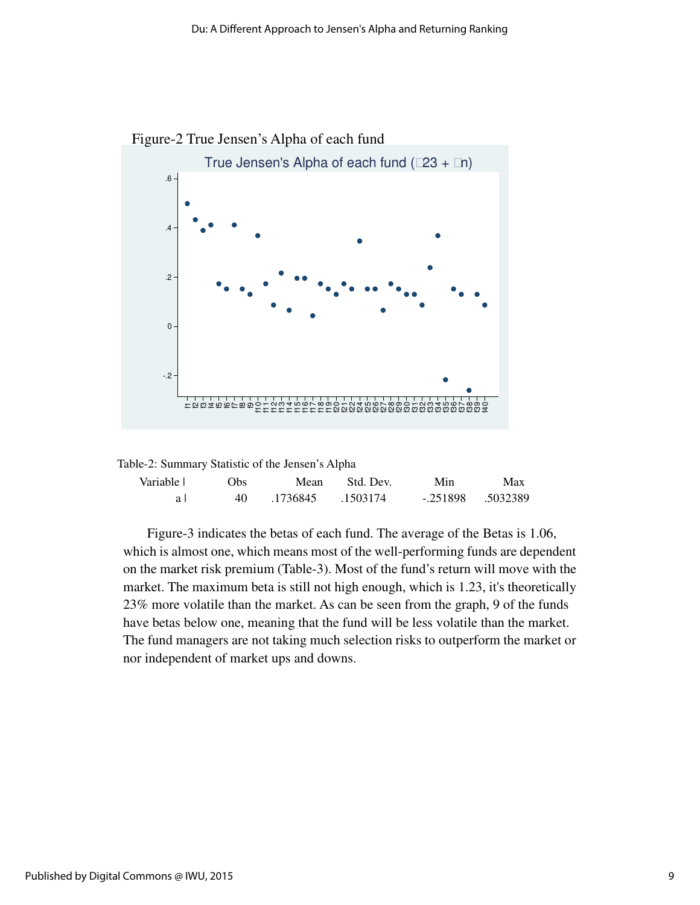Figure-2 True Jensen's Alpha of each fund

Table-2: Summary Statistic of the Jensen's Alpha

| Variable | Obs | Mean | Std. Dev. | Min | Max |
|---|---|---|---|---|---|
| a | 40 | .1736845 | .1503174 | -.251898 | .5032389 |

Figure-3 indicates the betas of each fund. The average of the Betas is 1.06, which is almost one, which means most of the well-performing funds are dependent on the market risk premium (Table-3). Most of the fund's return will move with the market. The maximum beta is still not high enough, which is 1.23, it's theoretically 23% more volatile than the market. As can be seen from the graph, 9 of the funds have betas below one, meaning that the fund will be less volatile than the market. The fund managers are not taking much selection risks to outperform the market or nor independent of market ups and downs.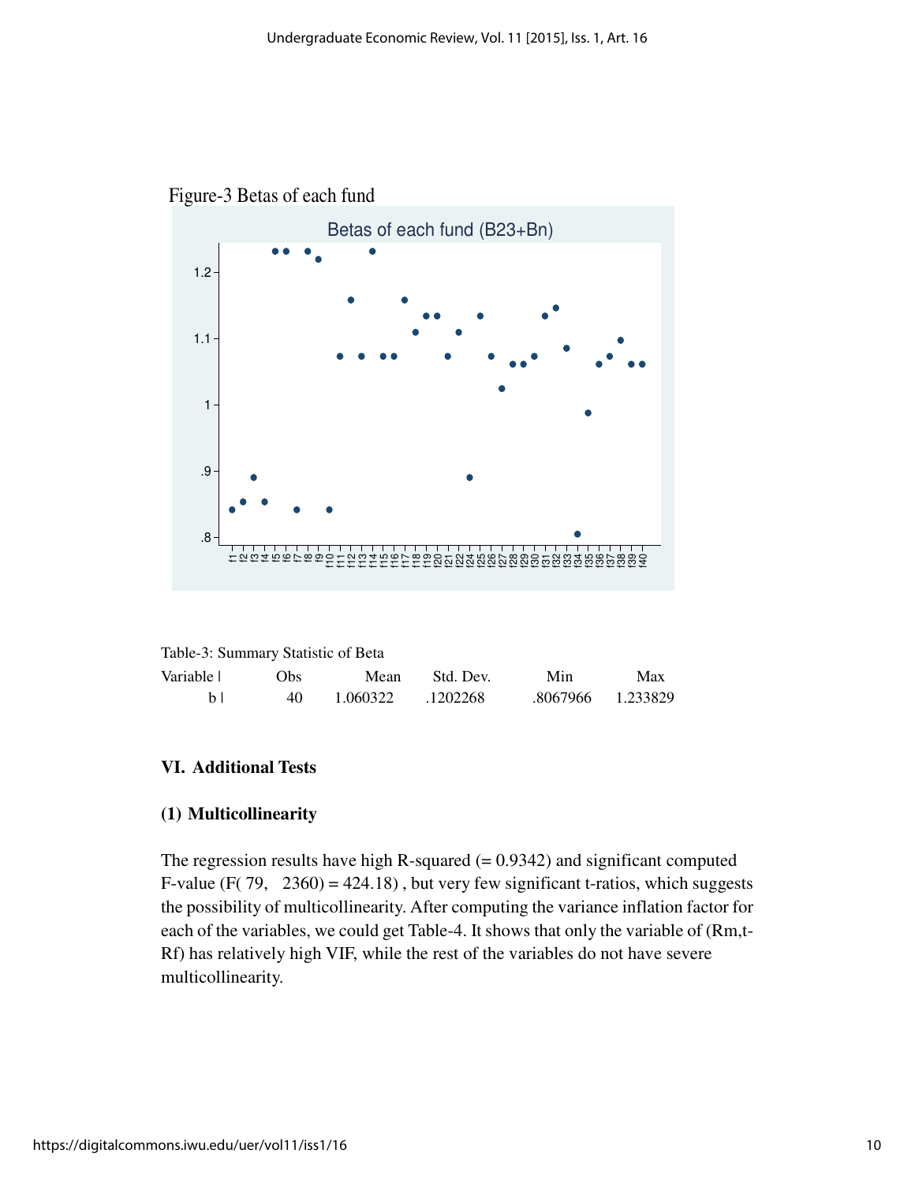Figure-3 Betas of each fund

Table-3: Summary Statistic of Beta

| Variable | Obs | Mean | Std. Dev. | Min | Max |
|---|---|---|---|---|---|
| b | 40 | 1.060322 | .1202268 | .8067966 | 1.233829 |

## VI. Additional Tests

### (1) Multicollinearity

The regression results have high R-squared (= 0.9342) and significant computed F-value ($F(79, 2360) = 424.18$) , but very few significant t-ratios, which suggests the possibility of multicollinearity. After computing the variance inflation factor for each of the variables, we could get Table-4. It shows that only the variable of ($R_{m,t}$-$R_f$) has relatively high VIF, while the rest of the variables do not have severe multicollinearity.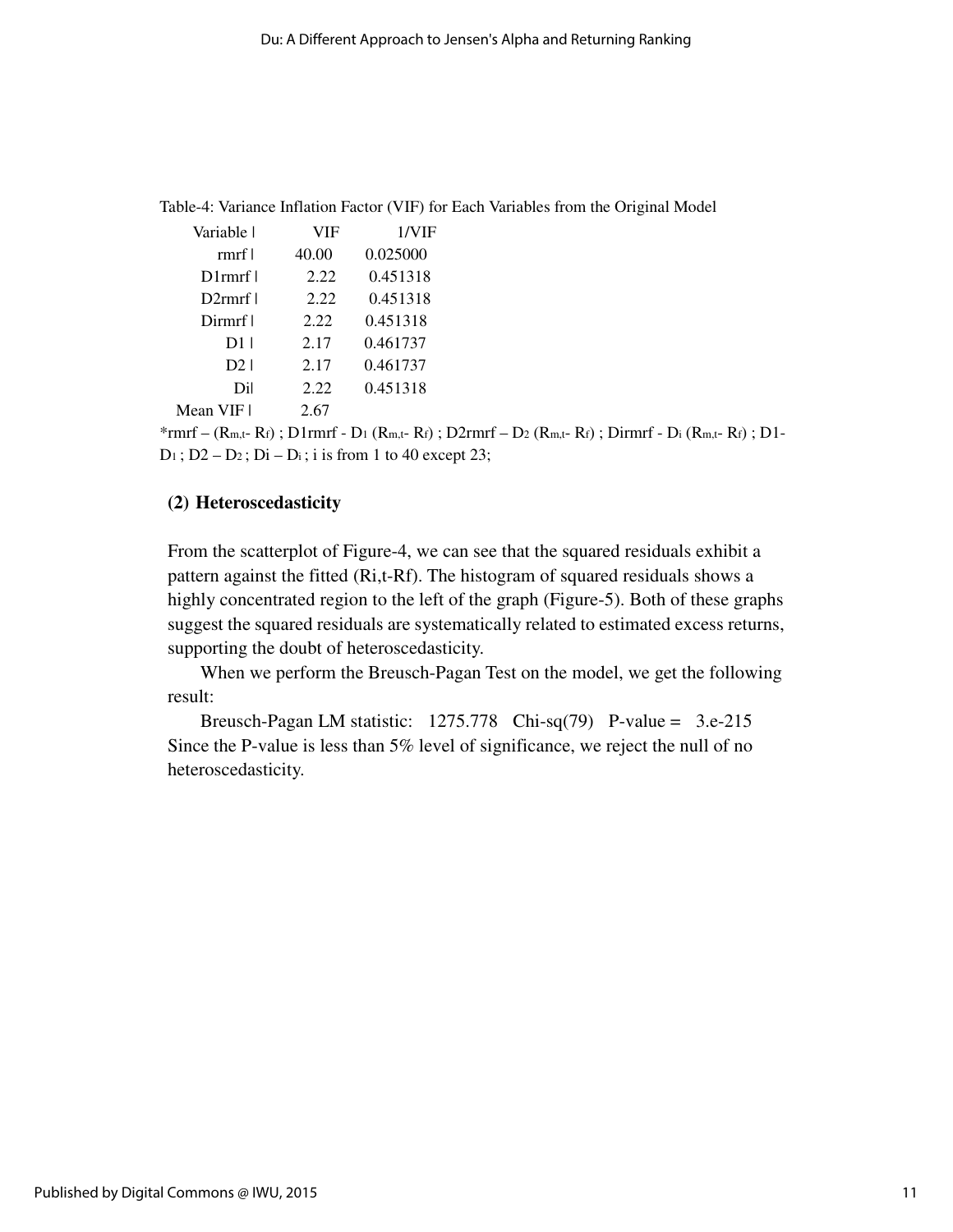Table-4: Variance Inflation Factor (VIF) for Each Variables from the Original Model

| Variable | VIF | 1/VIF |
|---|---|---|
| rmrf | 40.00 | 0.025000 |
| D1rmrf | 2.22 | 0.451318 |
| D2rmrf | 2.22 | 0.451318 |
| Dirmrf | 2.22 | 0.451318 |
| D1 | 2.17 | 0.461737 |
| D2 | 2.17 | 0.461737 |
| Di | 2.22 | 0.451318 |
| Mean VIF | 2.67 | |

*rmrf – ($R_{m,t}$- $R_f$) ; D1rmrf - $D_1$ ($R_{m,t}$- $R_f$) ; D2rmrf – $D_2$ ($R_{m,t}$- $R_f$) ; Dirmrf - $D_i$ ($R_{m,t}$- $R_f$) ; D1- $D_1$ ; D2 – $D_2$ ; Di – $D_i$ ; i is from 1 to 40 except 23;

**(2) Heteroscedasticity**

From the scatterplot of Figure-4, we can see that the squared residuals exhibit a pattern against the fitted (Ri,t-Rf). The histogram of squared residuals shows a highly concentrated region to the left of the graph (Figure-5). Both of these graphs suggest the squared residuals are systematically related to estimated excess returns, supporting the doubt of heteroscedasticity.

When we perform the Breusch-Pagan Test on the model, we get the following result:

Breusch-Pagan LM statistic: 1275.778 Chi-sq(79) P-value = 3.e-215

Since the P-value is less than 5% level of significance, we reject the null of no heteroscedasticity.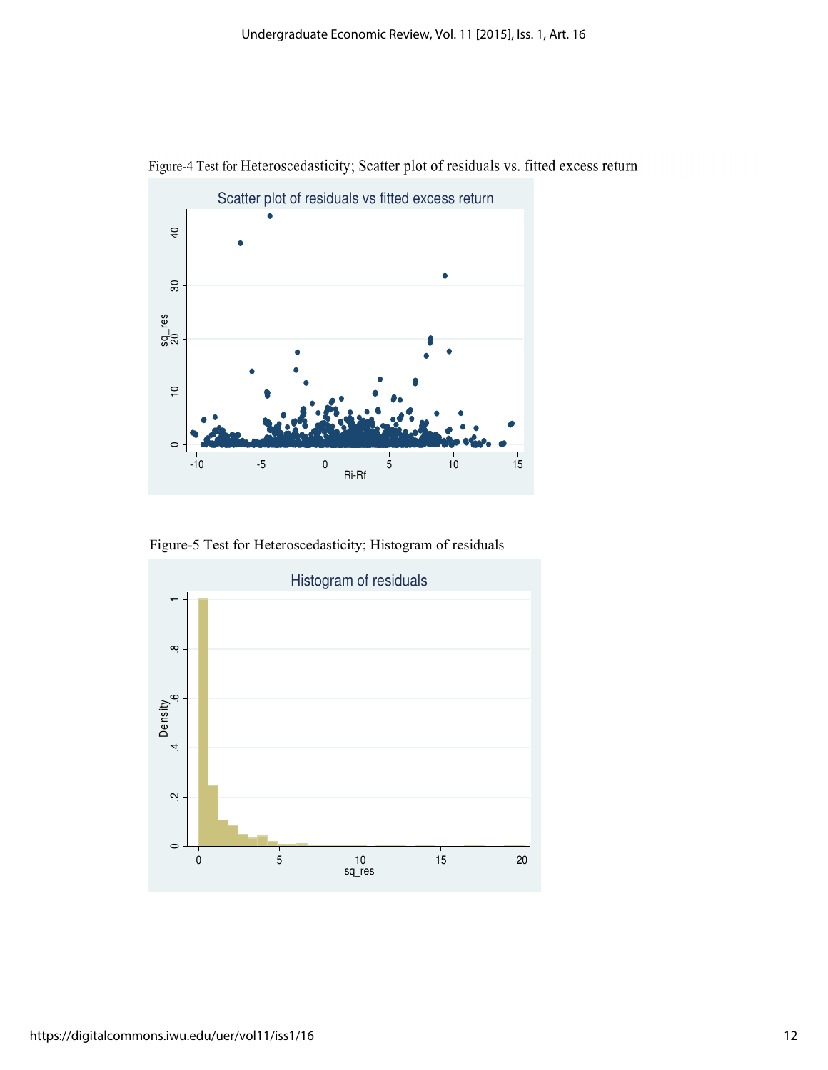Figure-4 Test for Heteroscedasticity; Scatter plot of residuals vs. fitted excess return

Figure-5 Test for Heteroscedasticity; Histogram of residuals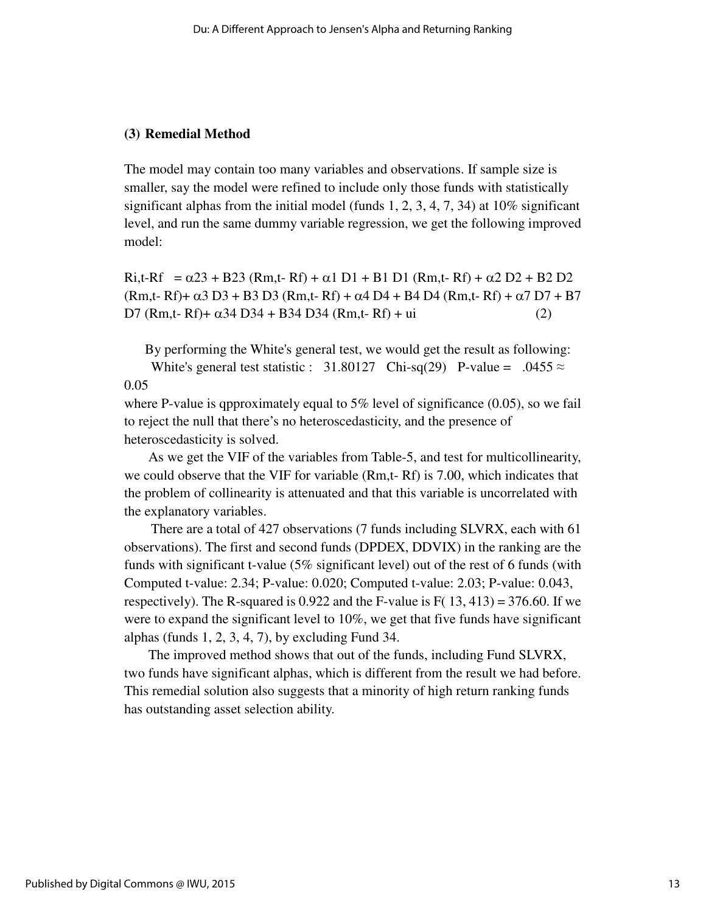### (3) Remedial Method

The model may contain too many variables and observations. If sample size is smaller, say the model were refined to include only those funds with statistically significant alphas from the initial model (funds 1, 2, 3, 4, 7, 34) at 10% significant level, and run the same dummy variable regression, we get the following improved model:

$$R_{i,t}-R_f = \alpha_{23} + B_{23} (R_{m,t}- R_f) + \alpha_1 D_1 + B_1 D_1 (R_{m,t}- R_f) + \alpha_2 D_2 + B_2 D_2 (R_{m,t}- R_f)+ \alpha_3 D_3 + B_3 D_3 (R_{m,t}- R_f) + \alpha_4 D_4 + B_4 D_4 (R_{m,t}- R_f) + \alpha_7 D_7 + B_7 D_7 (R_{m,t}- R_f)+ \alpha_{34} D_{34} + B_{34} D_{34} (R_{m,t}- R_f) + u_i \quad (2)$$

By performing the White's general test, we would get the result as following:

White's general test statistic : 31.80127 Chi-sq(29) P-value = .0455 ≈ 0.05

where P-value is qpproximately equal to 5% level of significance (0.05), so we fail to reject the null that there's no heteroscedasticity, and the presence of heteroscedasticity is solved.

As we get the VIF of the variables from Table-5, and test for multicollinearity, we could observe that the VIF for variable $(R_{m,t}- R_f)$ is 7.00, which indicates that the problem of collinearity is attenuated and that this variable is uncorrelated with the explanatory variables.

There are a total of 427 observations (7 funds including SLVRX, each with 61 observations). The first and second funds (DPDEX, DDVIX) in the ranking are the funds with significant t-value (5% significant level) out of the rest of 6 funds (with Computed t-value: 2.34; P-value: 0.020; Computed t-value: 2.03; P-value: 0.043, respectively). The R-squared is 0.922 and the F-value is $F(13, 413) = 376.60$. If we were to expand the significant level to 10%, we get that five funds have significant alphas (funds 1, 2, 3, 4, 7), by excluding Fund 34.

The improved method shows that out of the funds, including Fund SLVRX, two funds have significant alphas, which is different from the result we had before. This remedial solution also suggests that a minority of high return ranking funds has outstanding asset selection ability.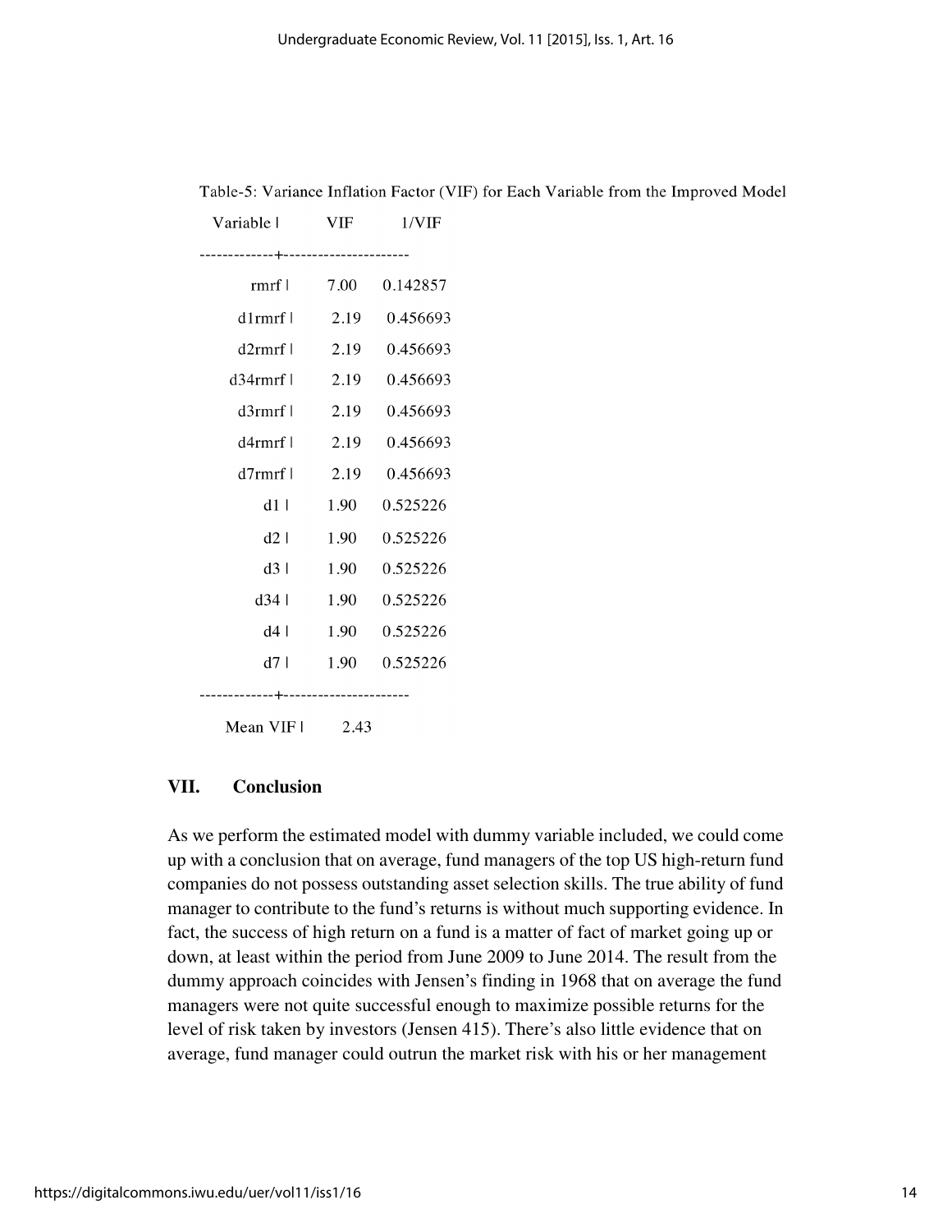Table-5: Variance Inflation Factor (VIF) for Each Variable from the Improved Model

| Variable | VIF | 1/VIF |
|---|---|---|
| rmrf | 7.00 | 0.142857 |
| d1rmrf | 2.19 | 0.456693 |
| d2rmrf | 2.19 | 0.456693 |
| d34rmrf | 2.19 | 0.456693 |
| d3rmrf | 2.19 | 0.456693 |
| d4rmrf | 2.19 | 0.456693 |
| d7rmrf | 2.19 | 0.456693 |
| d1 | 1.90 | 0.525226 |
| d2 | 1.90 | 0.525226 |
| d3 | 1.90 | 0.525226 |
| d34 | 1.90 | 0.525226 |
| d4 | 1.90 | 0.525226 |
| d7 | 1.90 | 0.525226 |
| Mean VIF | 2.43 | |

## VII. Conclusion

As we perform the estimated model with dummy variable included, we could come up with a conclusion that on average, fund managers of the top US high-return fund companies do not possess outstanding asset selection skills. The true ability of fund manager to contribute to the fund's returns is without much supporting evidence. In fact, the success of high return on a fund is a matter of fact of market going up or down, at least within the period from June 2009 to June 2014. The result from the dummy approach coincides with Jensen's finding in 1968 that on average the fund managers were not quite successful enough to maximize possible returns for the level of risk taken by investors (Jensen 415). There's also little evidence that on average, fund manager could outrun the market risk with his or her management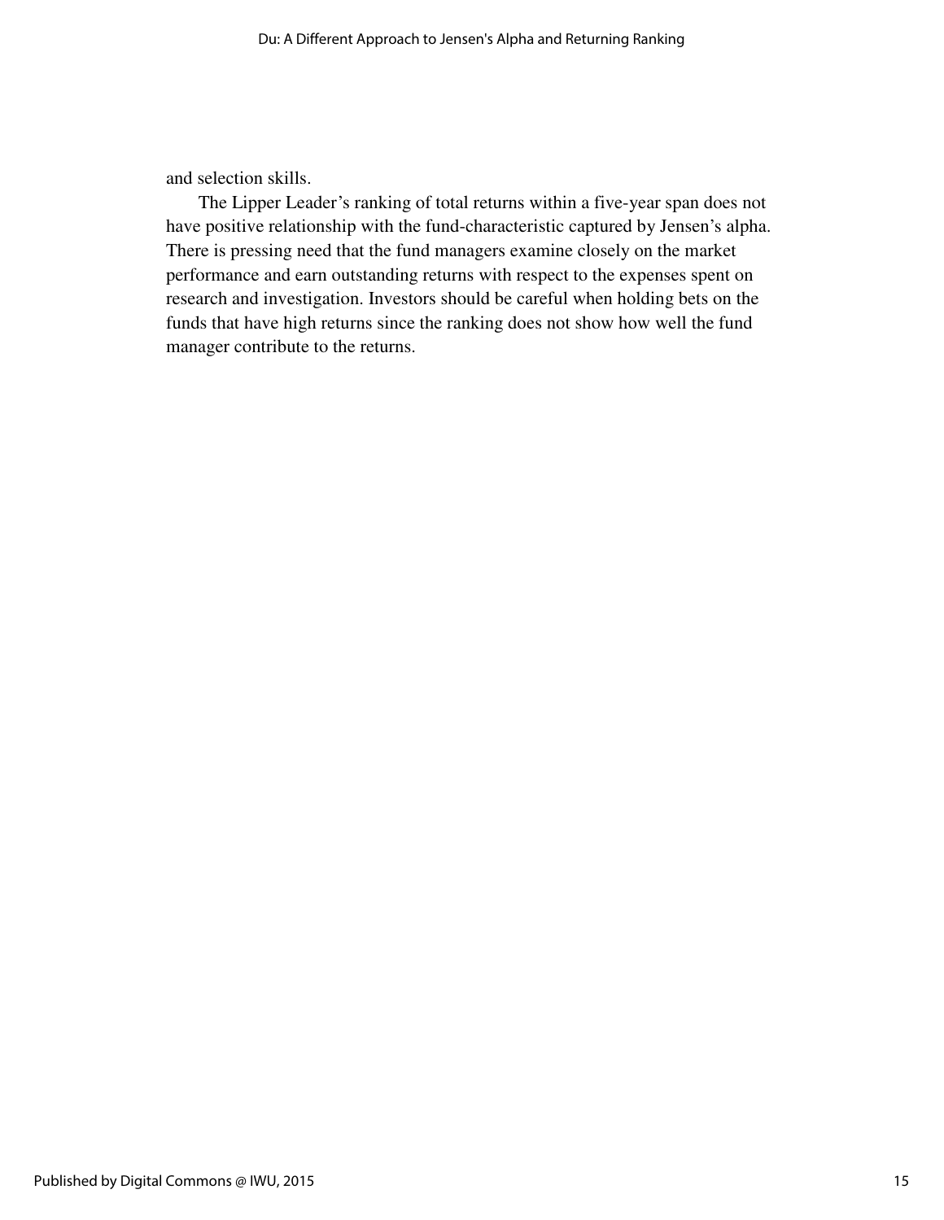and selection skills.

The Lipper Leader’s ranking of total returns within a five-year span does not have positive relationship with the fund-characteristic captured by Jensen’s alpha. There is pressing need that the fund managers examine closely on the market performance and earn outstanding returns with respect to the expenses spent on research and investigation. Investors should be careful when holding bets on the funds that have high returns since the ranking does not show how well the fund manager contribute to the returns.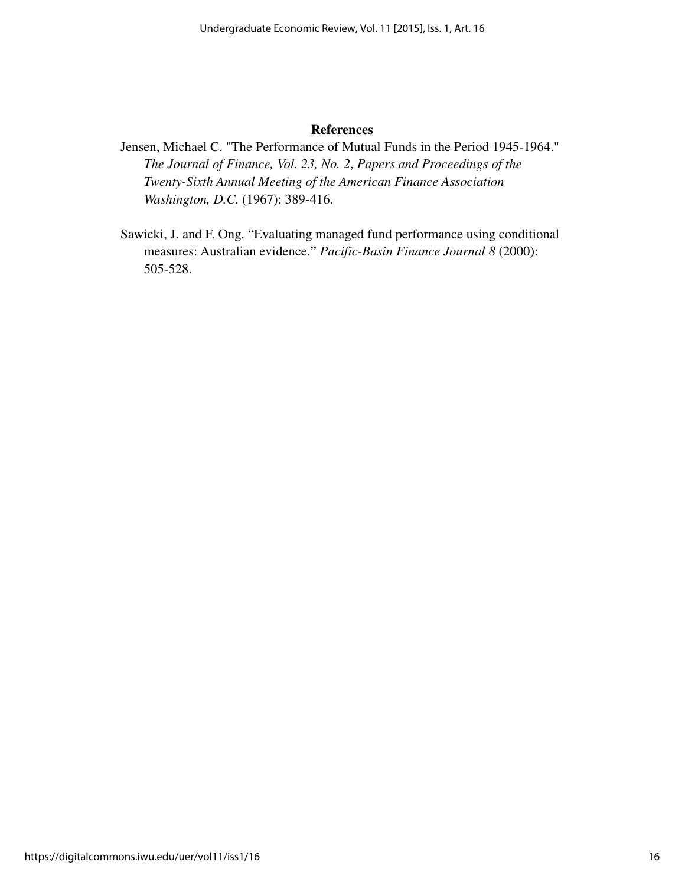## References

Jensen, Michael C. "The Performance of Mutual Funds in the Period 1945-1964." *The Journal of Finance, Vol. 23, No. 2*, *Papers and Proceedings of the Twenty-Sixth Annual Meeting of the American Finance Association Washington, D.C.* (1967): 389-416.

Sawicki, J. and F. Ong. "Evaluating managed fund performance using conditional measures: Australian evidence." *Pacific-Basin Finance Journal 8* (2000): 505-528.